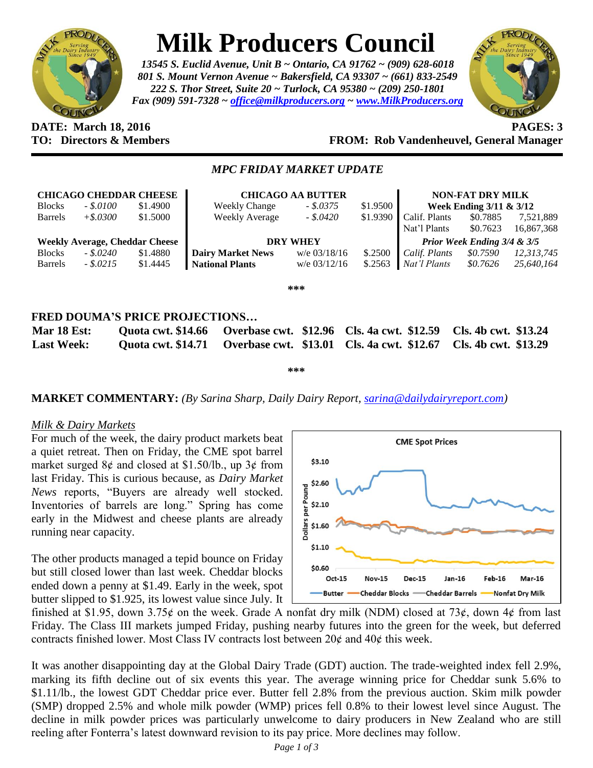# Milk Producers Council

*13545 S. Euclid Avenue, Unit B ~ Ontario, CA 91762 ~ (909) 628-6018*
*801 S. Mount Vernon Avenue ~ Bakersfield, CA 93307 ~ (661) 833-2549*
*222 S. Thor Street, Suite 20 ~ Turlock, CA 95380 ~ (209) 250-1801*
*Fax (909) 591-7328 ~ office@milkproducers.org ~ www.MilkProducers.org*

**DATE: March 18, 2016** **PAGES: 3**
**TO: Directors & Members** **FROM: Rob Vandenheuvel, General Manager**

## *MPC FRIDAY MARKET UPDATE*

| **CHICAGO CHEDDAR CHEESE** | | |
|---|---|---|
| Blocks | *- $.0100* | $1.4900 |
| Barrels | *+$.0300* | $1.5000 |
| **Weekly Average, Cheddar Cheese** | | |
| Blocks | *- $.0240* | $1.4880 |
| Barrels | *- $.0215* | $1.4445 |

| **CHICAGO AA BUTTER** | | |
|---|---|---|
| Weekly Change | *- $.0375* | $1.9500 |
| Weekly Average | *- $.0420* | $1.9390 |
| **DRY WHEY** | | |
| **Dairy Market News** | w/e 03/18/16 | $.2500 |
| **National Plants** | w/e 03/12/16 | $.2563 |

| **NON-FAT DRY MILK** | | |
|---|---|---|
| **Week Ending 3/11 & 3/12** | | |
| Calif. Plants | $0.7885 | 7,521,889 |
| Nat'l Plants | $0.7623 | 16,867,368 |
| ***Prior Week Ending 3/4 & 3/5*** | | |
| *Calif. Plants* | *$0.7590* | *12,313,745* |
| *Nat'l Plants* | *$0.7626* | *25,640,164* |

\*\*\*

## FRED DOUMA'S PRICE PROJECTIONS…

| | | | | |
|---|---|---|---|---|
| **Mar 18 Est:** | **Quota cwt. $14.66** | **Overbase cwt. $12.96** | **Cls. 4a cwt. $12.59** | **Cls. 4b cwt. $13.24** |
| **Last Week:** | **Quota cwt. $14.71** | **Overbase cwt. $13.01** | **Cls. 4a cwt. $12.67** | **Cls. 4b cwt. $13.29** |

\*\*\*

**MARKET COMMENTARY:** *(By Sarina Sharp, Daily Dairy Report, sarina@dailydairyreport.com)*

*Milk & Dairy Markets*

For much of the week, the dairy product markets beat a quiet retreat. Then on Friday, the CME spot barrel market surged 8¢ and closed at $1.50/lb., up 3¢ from last Friday. This is curious because, as *Dairy Market News* reports, "Buyers are already well stocked. Inventories of barrels are long." Spring has come early in the Midwest and cheese plants are already running near capacity.

The other products managed a tepid bounce on Friday but still closed lower than last week. Cheddar blocks ended down a penny at $1.49. Early in the week, spot butter slipped to $1.925, its lowest value since July. It finished at $1.95, down 3.75¢ on the week. Grade A nonfat dry milk (NDM) closed at 73¢, down 4¢ from last Friday. The Class III markets jumped Friday, pushing nearby futures into the green for the week, but deferred contracts finished lower. Most Class IV contracts lost between 20¢ and 40¢ this week.

It was another disappointing day at the Global Dairy Trade (GDT) auction. The trade-weighted index fell 2.9%, marking its fifth decline out of six events this year. The average winning price for Cheddar sunk 5.6% to $1.11/lb., the lowest GDT Cheddar price ever. Butter fell 2.8% from the previous auction. Skim milk powder (SMP) dropped 2.5% and whole milk powder (WMP) prices fell 0.8% to their lowest level since August. The decline in milk powder prices was particularly unwelcome to dairy producers in New Zealand who are still reeling after Fonterra's latest downward revision to its pay price. More declines may follow.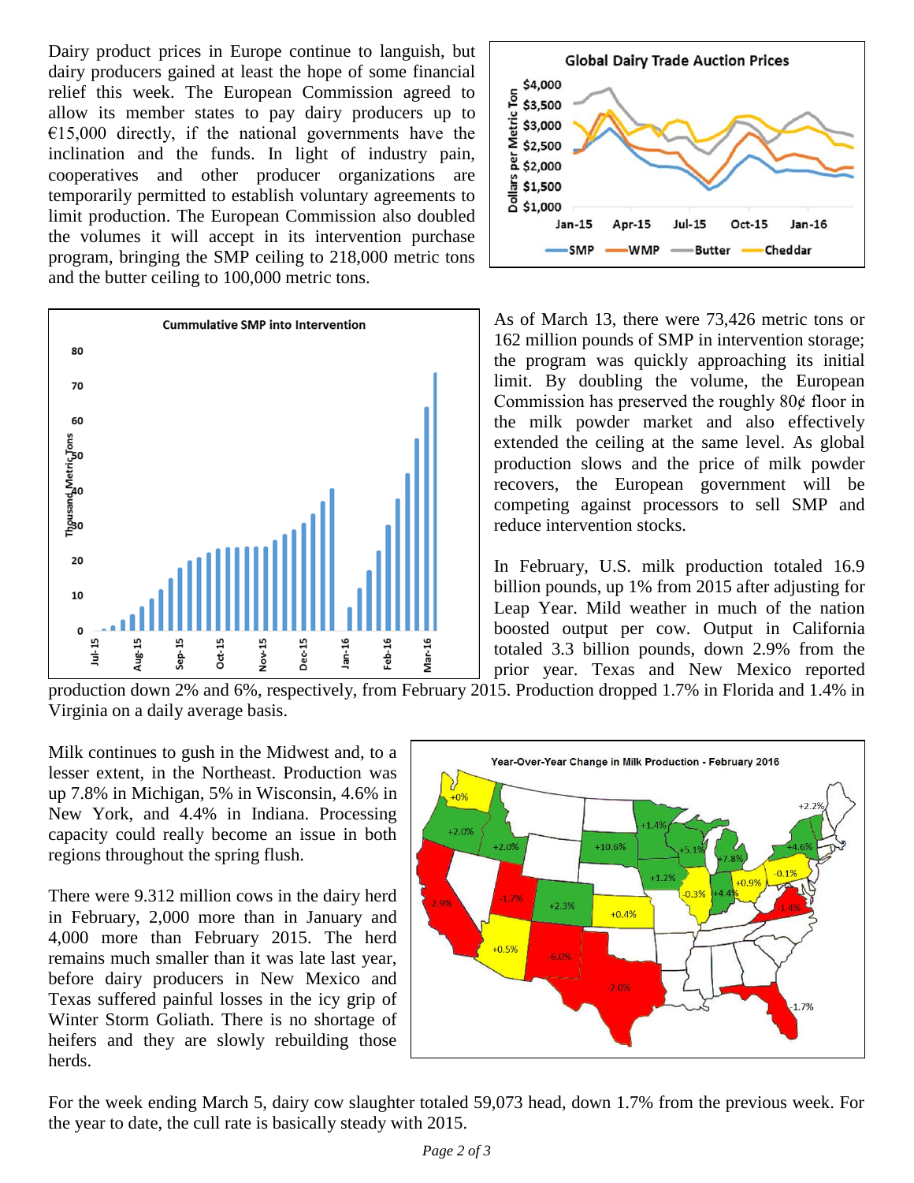Dairy product prices in Europe continue to languish, but dairy producers gained at least the hope of some financial relief this week. The European Commission agreed to allow its member states to pay dairy producers up to €15,000 directly, if the national governments have the inclination and the funds. In light of industry pain, cooperatives and other producer organizations are temporarily permitted to establish voluntary agreements to limit production. The European Commission also doubled the volumes it will accept in its intervention purchase program, bringing the SMP ceiling to 218,000 metric tons and the butter ceiling to 100,000 metric tons.

As of March 13, there were 73,426 metric tons or 162 million pounds of SMP in intervention storage; the program was quickly approaching its initial limit. By doubling the volume, the European Commission has preserved the roughly 80¢ floor in the milk powder market and also effectively extended the ceiling at the same level. As global production slows and the price of milk powder recovers, the European government will be competing against processors to sell SMP and reduce intervention stocks.

In February, U.S. milk production totaled 16.9 billion pounds, up 1% from 2015 after adjusting for Leap Year. Mild weather in much of the nation boosted output per cow. Output in California totaled 3.3 billion pounds, down 2.9% from the prior year. Texas and New Mexico reported production down 2% and 6%, respectively, from February 2015. Production dropped 1.7% in Florida and 1.4% in Virginia on a daily average basis.

Milk continues to gush in the Midwest and, to a lesser extent, in the Northeast. Production was up 7.8% in Michigan, 5% in Wisconsin, 4.6% in New York, and 4.4% in Indiana. Processing capacity could really become an issue in both regions throughout the spring flush.

There were 9.312 million cows in the dairy herd in February, 2,000 more than in January and 4,000 more than February 2015. The herd remains much smaller than it was late last year, before dairy producers in New Mexico and Texas suffered painful losses in the icy grip of Winter Storm Goliath. There is no shortage of heifers and they are slowly rebuilding those herds.

For the week ending March 5, dairy cow slaughter totaled 59,073 head, down 1.7% from the previous week. For the year to date, the cull rate is basically steady with 2015.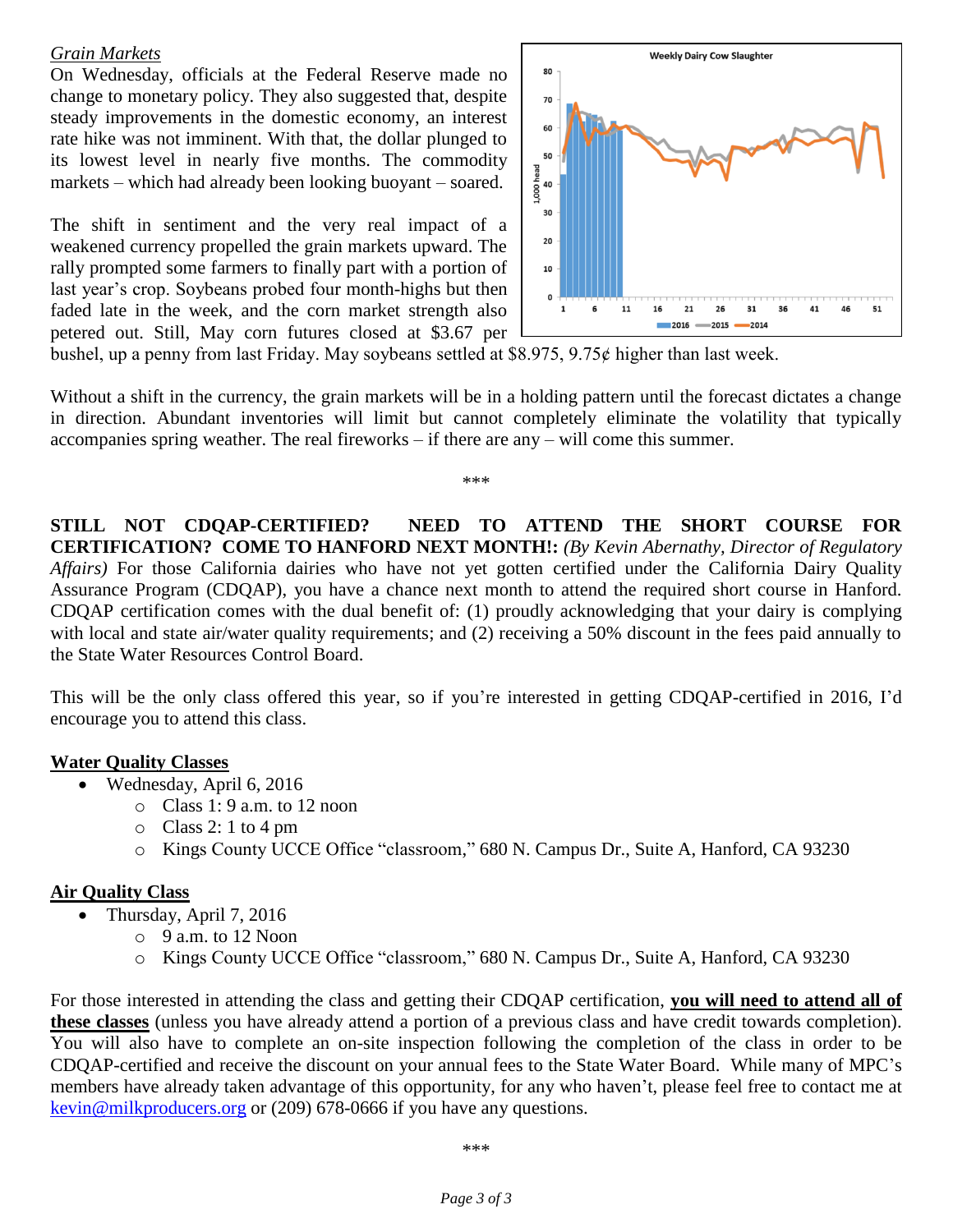*Grain Markets*

On Wednesday, officials at the Federal Reserve made no change to monetary policy. They also suggested that, despite steady improvements in the domestic economy, an interest rate hike was not imminent. With that, the dollar plunged to its lowest level in nearly five months. The commodity markets – which had already been looking buoyant – soared.

Weekly Dairy Cow Slaughter

1,000 head

80
70
60
50
40
30
20
10
0

1 6 11 16 21 26 31 36 41 46 51

2016 2015 2014

The shift in sentiment and the very real impact of a weakened currency propelled the grain markets upward. The rally prompted some farmers to finally part with a portion of last year's crop. Soybeans probed four month-highs but then faded late in the week, and the corn market strength also petered out. Still, May corn futures closed at $3.67 per bushel, up a penny from last Friday. May soybeans settled at $8.975, 9.75¢ higher than last week.

Without a shift in the currency, the grain markets will be in a holding pattern until the forecast dictates a change in direction. Abundant inventories will limit but cannot completely eliminate the volatility that typically accompanies spring weather. The real fireworks – if there are any – will come this summer.

***

**STILL NOT CDQAP-CERTIFIED? NEED TO ATTEND THE SHORT COURSE FOR CERTIFICATION? COME TO HANFORD NEXT MONTH!:** *(By Kevin Abernathy, Director of Regulatory Affairs)* For those California dairies who have not yet gotten certified under the California Dairy Quality Assurance Program (CDQAP), you have a chance next month to attend the required short course in Hanford. CDQAP certification comes with the dual benefit of: (1) proudly acknowledging that your dairy is complying with local and state air/water quality requirements; and (2) receiving a 50% discount in the fees paid annually to the State Water Resources Control Board.

This will be the only class offered this year, so if you're interested in getting CDQAP-certified in 2016, I'd encourage you to attend this class.

**Water Quality Classes**

- Wednesday, April 6, 2016
  - Class 1: 9 a.m. to 12 noon
  - Class 2: 1 to 4 pm
  - Kings County UCCE Office "classroom," 680 N. Campus Dr., Suite A, Hanford, CA 93230

**Air Quality Class**

- Thursday, April 7, 2016
  - 9 a.m. to 12 Noon
  - Kings County UCCE Office "classroom," 680 N. Campus Dr., Suite A, Hanford, CA 93230

For those interested in attending the class and getting their CDQAP certification, **you will need to attend all of these classes** (unless you have already attend a portion of a previous class and have credit towards completion). You will also have to complete an on-site inspection following the completion of the class in order to be CDQAP-certified and receive the discount on your annual fees to the State Water Board. While many of MPC's members have already taken advantage of this opportunity, for any who haven't, please feel free to contact me at kevin@milkproducers.org or (209) 678-0666 if you have any questions.

***